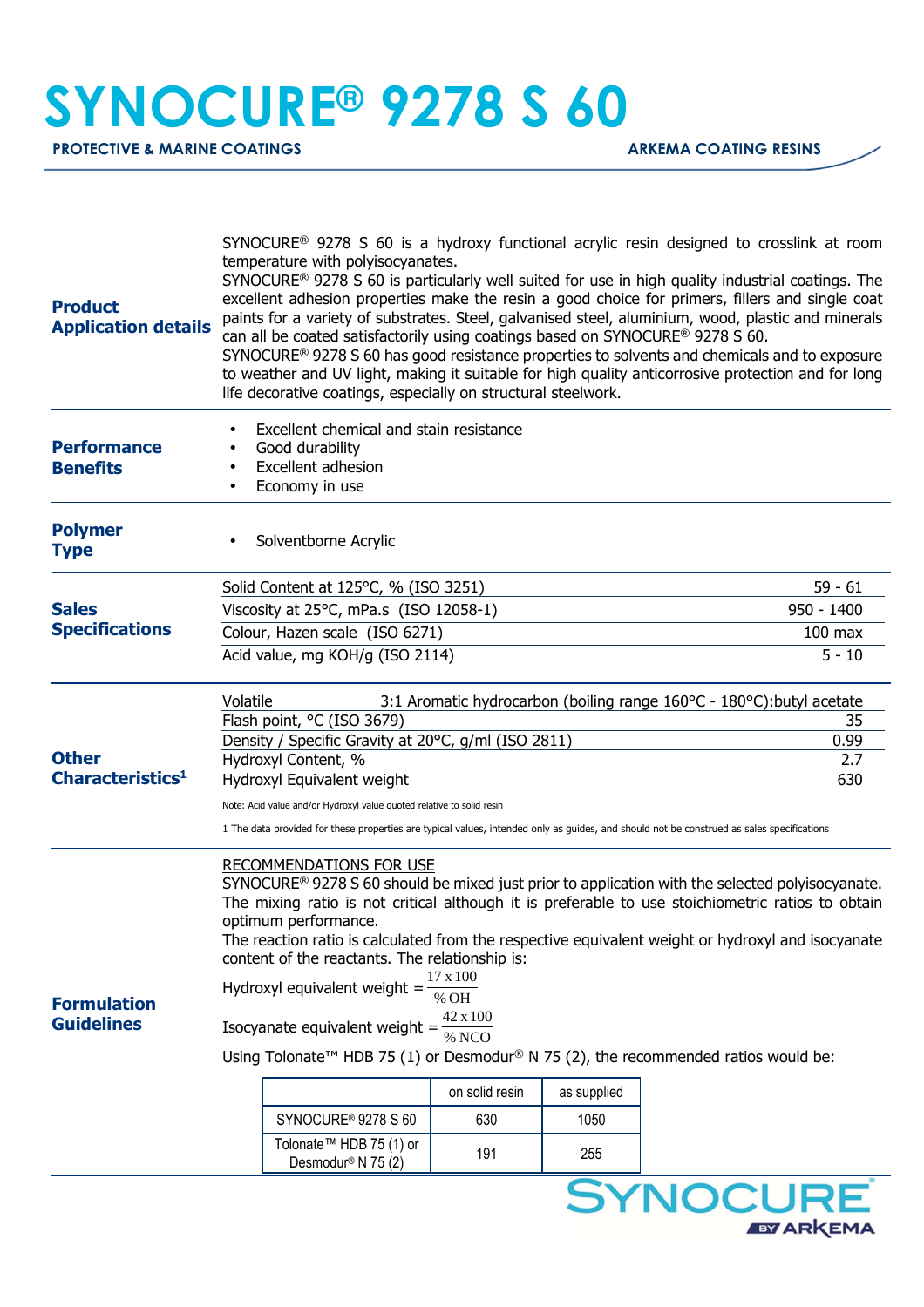# SYNOCURE® 9278 S 60

**PROTECTIVE & MARINE COATINGS** — **ARKEMA COATING RESINS**

## Product Application details

SYNOCURE® 9278 S 60 is a hydroxy functional acrylic resin designed to crosslink at room temperature with polyisocyanates.

SYNOCURE® 9278 S 60 is particularly well suited for use in high quality industrial coatings. The excellent adhesion properties make the resin a good choice for primers, fillers and single coat paints for a variety of substrates. Steel, galvanised steel, aluminium, wood, plastic and minerals can all be coated satisfactorily using coatings based on SYNOCURE® 9278 S 60.

SYNOCURE® 9278 S 60 has good resistance properties to solvents and chemicals and to exposure to weather and UV light, making it suitable for high quality anticorrosive protection and for long life decorative coatings, especially on structural steelwork.

## Performance Benefits

- Excellent chemical and stain resistance
- Good durability
- Excellent adhesion
- Economy in use

## Polymer Type

- Solventborne Acrylic

## Sales Specifications

| Property | Value |
|---|---|
| Solid Content at 125°C, % (ISO 3251) | 59 - 61 |
| Viscosity at 25°C, mPa.s (ISO 12058-1) | 950 - 1400 |
| Colour, Hazen scale (ISO 6271) | 100 max |
| Acid value, mg KOH/g (ISO 2114) | 5 - 10 |

## Other Characteristics[1]

| Property | Value |
|---|---|
| Volatile | 3:1 Aromatic hydrocarbon (boiling range 160°C - 180°C):butyl acetate |
| Flash point, °C (ISO 3679) | 35 |
| Density / Specific Gravity at 20°C, g/ml (ISO 2811) | 0.99 |
| Hydroxyl Content, % | 2.7 |
| Hydroxyl Equivalent weight | 630 |

Note: Acid value and/or Hydroxyl value quoted relative to solid resin

1 The data provided for these properties are typical values, intended only as guides, and should not be construed as sales specifications

## Formulation Guidelines

RECOMMENDATIONS FOR USE

SYNOCURE® 9278 S 60 should be mixed just prior to application with the selected polyisocyanate. The mixing ratio is not critical although it is preferable to use stoichiometric ratios to obtain optimum performance.

The reaction ratio is calculated from the respective equivalent weight or hydroxyl and isocyanate content of the reactants. The relationship is:

$$\text{Hydroxyl equivalent weight} = \frac{17 \times 100}{\% \text{OH}}$$

$$\text{Isocyanate equivalent weight} = \frac{42 \times 100}{\% \text{NCO}}$$

Using Tolonate™ HDB 75 (1) or Desmodur® N 75 (2), the recommended ratios would be:

| | on solid resin | as supplied |
|---|---|---|
| SYNOCURE® 9278 S 60 | 630 | 1050 |
| Tolonate™ HDB 75 (1) or Desmodur® N 75 (2) | 191 | 255 |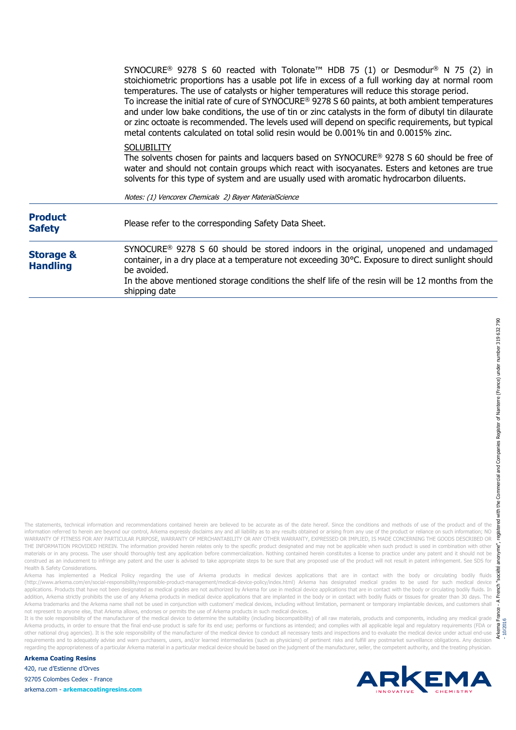SYNOCURE® 9278 S 60 reacted with Tolonate™ HDB 75 (1) or Desmodur® N 75 (2) in stoichiometric proportions has a usable pot life in excess of a full working day at normal room temperatures. The use of catalysts or higher temperatures will reduce this storage period.
To increase the initial rate of cure of SYNOCURE® 9278 S 60 paints, at both ambient temperatures and under low bake conditions, the use of tin or zinc catalysts in the form of dibutyl tin dilaurate or zinc octoate is recommended. The levels used will depend on specific requirements, but typical metal contents calculated on total solid resin would be 0.001% tin and 0.0015% zinc.

SOLUBILITY
The solvents chosen for paints and lacquers based on SYNOCURE® 9278 S 60 should be free of water and should not contain groups which react with isocyanates. Esters and ketones are true solvents for this type of system and are usually used with aromatic hydrocarbon diluents.

*Notes: (1) Vencorex Chemicals 2) Bayer MaterialScience*

## Product Safety

Please refer to the corresponding Safety Data Sheet.

## Storage & Handling

SYNOCURE® 9278 S 60 should be stored indoors in the original, unopened and undamaged container, in a dry place at a temperature not exceeding 30°C. Exposure to direct sunlight should be avoided.
In the above mentioned storage conditions the shelf life of the resin will be 12 months from the shipping date

The statements, technical information and recommendations contained herein are believed to be accurate as of the date hereof. Since the conditions and methods of use of the product and of the information referred to herein are beyond our control, Arkema expressly disclaims any and all liability as to any results obtained or arising from any use of the product or reliance on such information; NO WARRANTY OF FITNESS FOR ANY PARTICULAR PURPOSE, WARRANTY OF MERCHANTABILITY OR ANY OTHER WARRANTY, EXPRESSED OR IMPLIED, IS MADE CONCERNING THE GOODS DESCRIBED OR THE INFORMATION PROVIDED HEREIN. The information provided herein relates only to the specific product designated and may not be applicable when such product is used in combination with other materials or in any process. The user should thoroughly test any application before commercialization. Nothing contained herein constitutes a license to practice under any patent and it should not be construed as an inducement to infringe any patent and the user is advised to take appropriate steps to be sure that any proposed use of the product will not result in patent infringement. See SDS for Health & Safety Considerations.
Arkema has implemented a Medical Policy regarding the use of Arkema products in medical devices applications that are in contact with the body or circulating bodily fluids (http://www.arkema.com/en/social-responsibility/responsible-product-management/medical-device-policy/index.html) Arkema has designated medical grades to be used for such medical device applications. Products that have not been designated as medical grades are not authorized by Arkema for use in medical device applications that are in contact with the body or circulating bodily fluids. In addition, Arkema strictly prohibits the use of any Arkema products in medical device applications that are implanted in the body or in contact with bodily fluids or tissues for greater than 30 days. The Arkema trademarks and the Arkema name shall not be used in conjunction with customers' medical devices, including without limitation, permanent or temporary implantable devices, and customers shall not represent to anyone else, that Arkema allows, endorses or permits the use of Arkema products in such medical devices.
It is the sole responsibility of the manufacturer of the medical device to determine the suitability (including biocompatibility) of all raw materials, products and components, including any medical grade Arkema products, in order to ensure that the final end-use product is safe for its end use; performs or functions as intended; and complies with all applicable legal and regulatory requirements (FDA or other national drug agencies). It is the sole responsibility of the manufacturer of the medical device to conduct all necessary tests and inspections and to evaluate the medical device under actual end-use requirements and to adequately advise and warn purchasers, users, and/or learned intermediaries (such as physicians) of pertinent risks and fulfill any postmarket surveillance obligations. Any decision regarding the appropriateness of a particular Arkema material in a particular medical device should be based on the judgment of the manufacturer, seller, the competent authority, and the treating physician.

**Arkema Coating Resins**
420, rue d'Estienne d'Orves
92705 Colombes Cedex - France
arkema.com - **arkemacoatingresins.com**

Arkema France - A French "société anonyme", registered with the Commercial and Companies Register of Nanterre (France) under number 319 632 790 - 10/2016